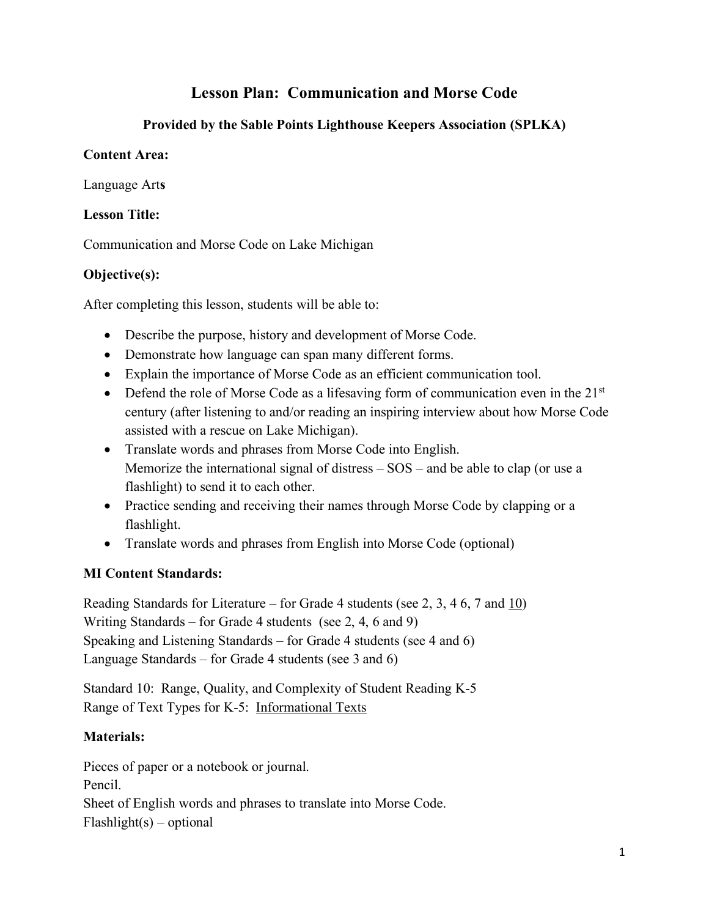# Lesson Plan: Communication and Morse Code

## Provided by the Sable Points Lighthouse Keepers Association (SPLKA)

**Content Area:**

Language Arts

**Lesson Title:**

Communication and Morse Code on Lake Michigan

**Objective(s):**

After completing this lesson, students will be able to:

- Describe the purpose, history and development of Morse Code.
- Demonstrate how language can span many different forms.
- Explain the importance of Morse Code as an efficient communication tool.
- Defend the role of Morse Code as a lifesaving form of communication even in the 21st century (after listening to and/or reading an inspiring interview about how Morse Code assisted with a rescue on Lake Michigan).
- Translate words and phrases from Morse Code into English.
  Memorize the international signal of distress – SOS – and be able to clap (or use a flashlight) to send it to each other.
- Practice sending and receiving their names through Morse Code by clapping or a flashlight.
- Translate words and phrases from English into Morse Code (optional)

**MI Content Standards:**

Reading Standards for Literature – for Grade 4 students (see 2, 3, 4 6, 7 and 10)
Writing Standards – for Grade 4 students (see 2, 4, 6 and 9)
Speaking and Listening Standards – for Grade 4 students (see 4 and 6)
Language Standards – for Grade 4 students (see 3 and 6)

Standard 10: Range, Quality, and Complexity of Student Reading K-5
Range of Text Types for K-5: Informational Texts

**Materials:**

Pieces of paper or a notebook or journal.
Pencil.
Sheet of English words and phrases to translate into Morse Code.
Flashlight(s) – optional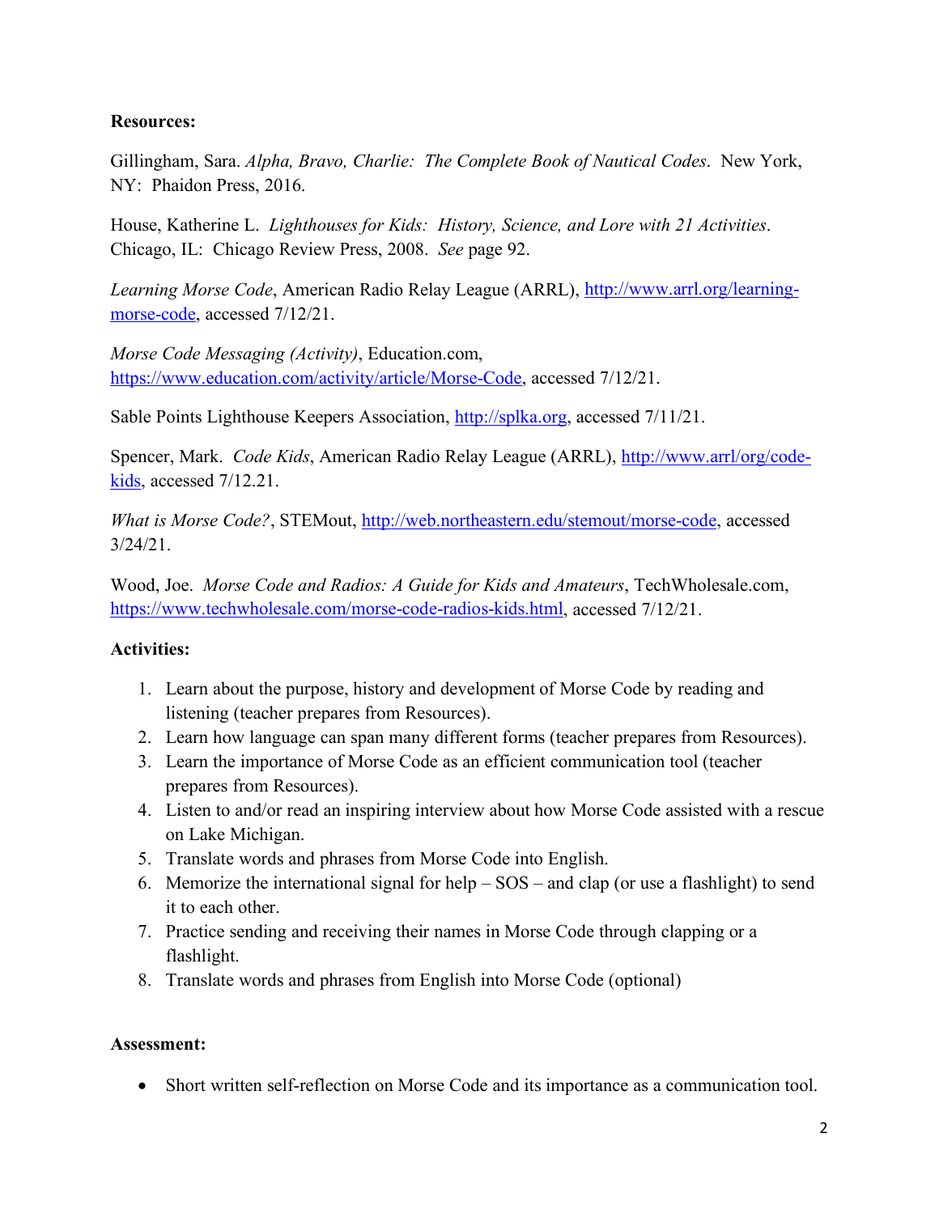**Resources:**

Gillingham, Sara. *Alpha, Bravo, Charlie: The Complete Book of Nautical Codes*. New York, NY: Phaidon Press, 2016.

House, Katherine L. *Lighthouses for Kids: History, Science, and Lore with 21 Activities*. Chicago, IL: Chicago Review Press, 2008. *See* page 92.

*Learning Morse Code*, American Radio Relay League (ARRL), [http://www.arrl.org/learning-morse-code](http://www.arrl.org/learning-morse-code), accessed 7/12/21.

*Morse Code Messaging (Activity)*, Education.com, [https://www.education.com/activity/article/Morse-Code](https://www.education.com/activity/article/Morse-Code), accessed 7/12/21.

Sable Points Lighthouse Keepers Association, [http://splka.org](http://splka.org), accessed 7/11/21.

Spencer, Mark. *Code Kids*, American Radio Relay League (ARRL), [http://www.arrl/org/code-kids](http://www.arrl/org/code-kids), accessed 7/12.21.

*What is Morse Code?*, STEMout, [http://web.northeastern.edu/stemout/morse-code](http://web.northeastern.edu/stemout/morse-code), accessed 3/24/21.

Wood, Joe. *Morse Code and Radios: A Guide for Kids and Amateurs*, TechWholesale.com, [https://www.techwholesale.com/morse-code-radios-kids.html](https://www.techwholesale.com/morse-code-radios-kids.html), accessed 7/12/21.

**Activities:**

1. Learn about the purpose, history and development of Morse Code by reading and listening (teacher prepares from Resources).
2. Learn how language can span many different forms (teacher prepares from Resources).
3. Learn the importance of Morse Code as an efficient communication tool (teacher prepares from Resources).
4. Listen to and/or read an inspiring interview about how Morse Code assisted with a rescue on Lake Michigan.
5. Translate words and phrases from Morse Code into English.
6. Memorize the international signal for help – SOS – and clap (or use a flashlight) to send it to each other.
7. Practice sending and receiving their names in Morse Code through clapping or a flashlight.
8. Translate words and phrases from English into Morse Code (optional)

**Assessment:**

- Short written self-reflection on Morse Code and its importance as a communication tool.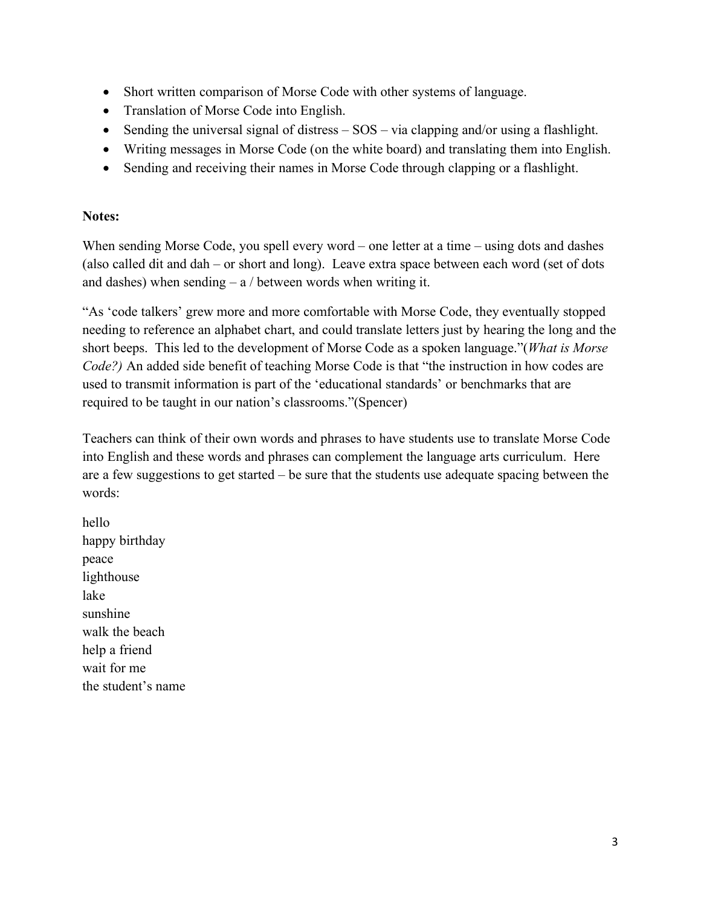- Short written comparison of Morse Code with other systems of language.
- Translation of Morse Code into English.
- Sending the universal signal of distress – SOS – via clapping and/or using a flashlight.
- Writing messages in Morse Code (on the white board) and translating them into English.
- Sending and receiving their names in Morse Code through clapping or a flashlight.

**Notes:**

When sending Morse Code, you spell every word – one letter at a time – using dots and dashes (also called dit and dah – or short and long). Leave extra space between each word (set of dots and dashes) when sending – a / between words when writing it.

"As 'code talkers' grew more and more comfortable with Morse Code, they eventually stopped needing to reference an alphabet chart, and could translate letters just by hearing the long and the short beeps. This led to the development of Morse Code as a spoken language."(*What is Morse Code?)* An added side benefit of teaching Morse Code is that "the instruction in how codes are used to transmit information is part of the 'educational standards' or benchmarks that are required to be taught in our nation's classrooms."(Spencer)

Teachers can think of their own words and phrases to have students use to translate Morse Code into English and these words and phrases can complement the language arts curriculum. Here are a few suggestions to get started – be sure that the students use adequate spacing between the words:

hello
happy birthday
peace
lighthouse
lake
sunshine
walk the beach
help a friend
wait for me
the student's name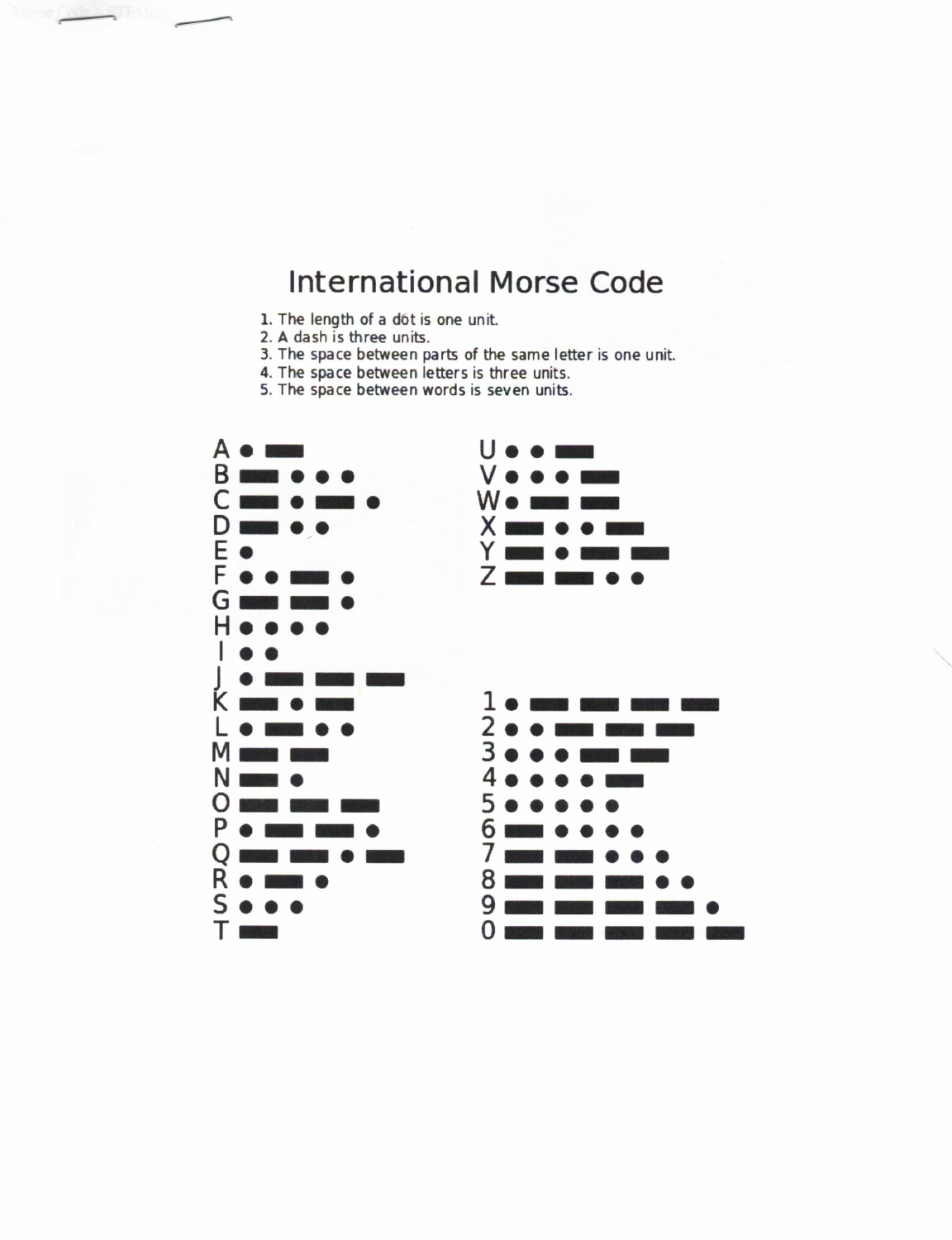# International Morse Code

1. The length of a dot is one unit.
2. A dash is three units.
3. The space between parts of the same letter is one unit.
4. The space between letters is three units.
5. The space between words is seven units.

A • ▬
B ▬ • • •
C ▬ • ▬ •
D ▬ • •
E •
F • • ▬ •
G ▬ ▬ •
H • • • •
I • •
J • ▬ ▬ ▬
K ▬ • ▬
L • ▬ • •
M ▬ ▬
N ▬ •
O ▬ ▬ ▬
P • ▬ ▬ •
Q ▬ ▬ • ▬
R • ▬ •
S • • •
T ▬
U • • ▬
V • • • ▬
W • ▬ ▬
X ▬ • • ▬
Y ▬ • ▬ ▬
Z ▬ ▬ • •

1 • ▬ ▬ ▬ ▬
2 • • ▬ ▬ ▬
3 • • • ▬ ▬
4 • • • • ▬
5 • • • • •
6 ▬ • • • •
7 ▬ ▬ • • •
8 ▬ ▬ ▬ • •
9 ▬ ▬ ▬ ▬ •
0 ▬ ▬ ▬ ▬ ▬